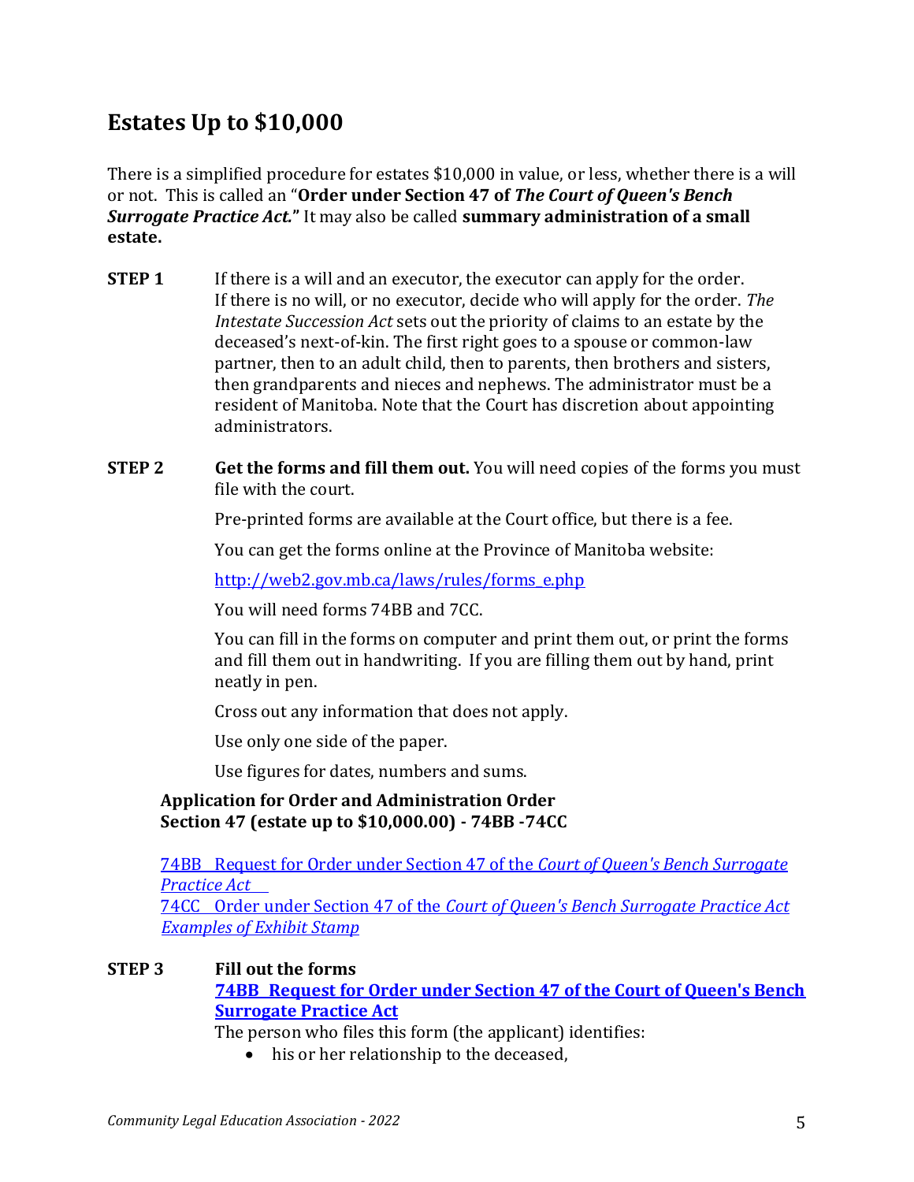## Estates Up to $10,000

There is a simplified procedure for estates $10,000 in value, or less, whether there is a will or not. This is called an "**Order under Section 47 of *The Court of Queen's Bench Surrogate Practice Act.*"** It may also be called **summary administration of a small estate.**

**STEP 1** If there is a will and an executor, the executor can apply for the order. If there is no will, or no executor, decide who will apply for the order. *The Intestate Succession Act* sets out the priority of claims to an estate by the deceased's next-of-kin. The first right goes to a spouse or common-law partner, then to an adult child, then to parents, then brothers and sisters, then grandparents and nieces and nephews. The administrator must be a resident of Manitoba. Note that the Court has discretion about appointing administrators.

**STEP 2** **Get the forms and fill them out.** You will need copies of the forms you must file with the court.

Pre-printed forms are available at the Court office, but there is a fee.

You can get the forms online at the Province of Manitoba website:

http://web2.gov.mb.ca/laws/rules/forms_e.php

You will need forms 74BB and 7CC.

You can fill in the forms on computer and print them out, or print the forms and fill them out in handwriting. If you are filling them out by hand, print neatly in pen.

Cross out any information that does not apply.

Use only one side of the paper.

Use figures for dates, numbers and sums.

**Application for Order and Administration Order Section 47 (estate up to $10,000.00) - 74BB -74CC**

74BB Request for Order under Section 47 of the *Court of Queen's Bench Surrogate Practice Act*
74CC Order under Section 47 of the *Court of Queen's Bench Surrogate Practice Act*
*Examples of Exhibit Stamp*

**STEP 3** **Fill out the forms**
**74BB Request for Order under Section 47 of the Court of Queen's Bench Surrogate Practice Act**
The person who files this form (the applicant) identifies:

- his or her relationship to the deceased,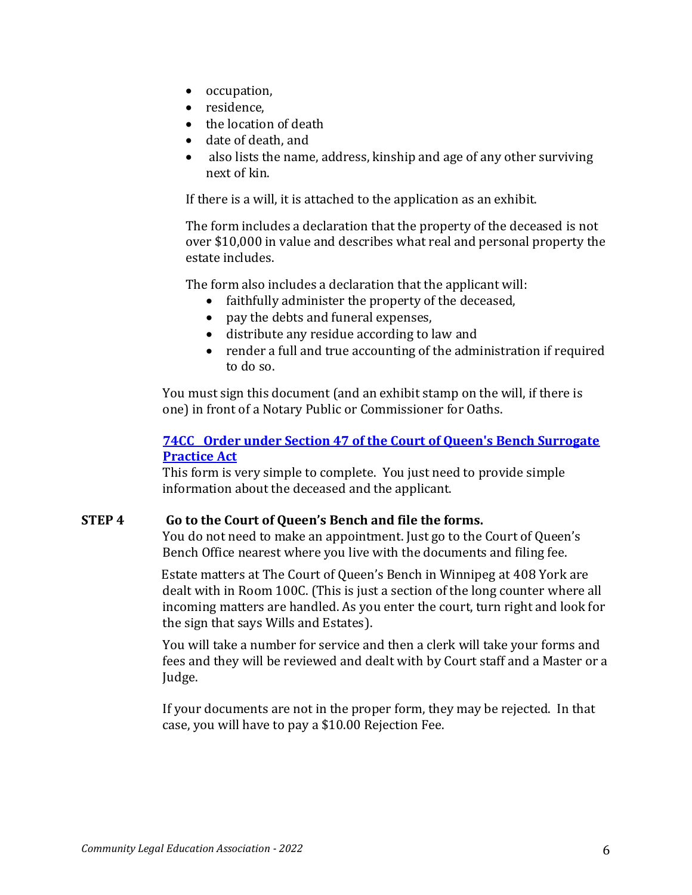- occupation,
- residence,
- the location of death
- date of death, and
- also lists the name, address, kinship and age of any other surviving next of kin.

If there is a will, it is attached to the application as an exhibit.

The form includes a declaration that the property of the deceased is not over $10,000 in value and describes what real and personal property the estate includes.

The form also includes a declaration that the applicant will:

- faithfully administer the property of the deceased,
- pay the debts and funeral expenses,
- distribute any residue according to law and
- render a full and true accounting of the administration if required to do so.

You must sign this document (and an exhibit stamp on the will, if there is one) in front of a Notary Public or Commissioner for Oaths.

**74CC Order under Section 47 of the Court of Queen's Bench Surrogate Practice Act**

This form is very simple to complete. You just need to provide simple information about the deceased and the applicant.

**STEP 4 Go to the Court of Queen's Bench and file the forms.**

You do not need to make an appointment. Just go to the Court of Queen's Bench Office nearest where you live with the documents and filing fee.

Estate matters at The Court of Queen's Bench in Winnipeg at 408 York are dealt with in Room 100C. (This is just a section of the long counter where all incoming matters are handled. As you enter the court, turn right and look for the sign that says Wills and Estates).

You will take a number for service and then a clerk will take your forms and fees and they will be reviewed and dealt with by Court staff and a Master or a Judge.

If your documents are not in the proper form, they may be rejected. In that case, you will have to pay a $10.00 Rejection Fee.